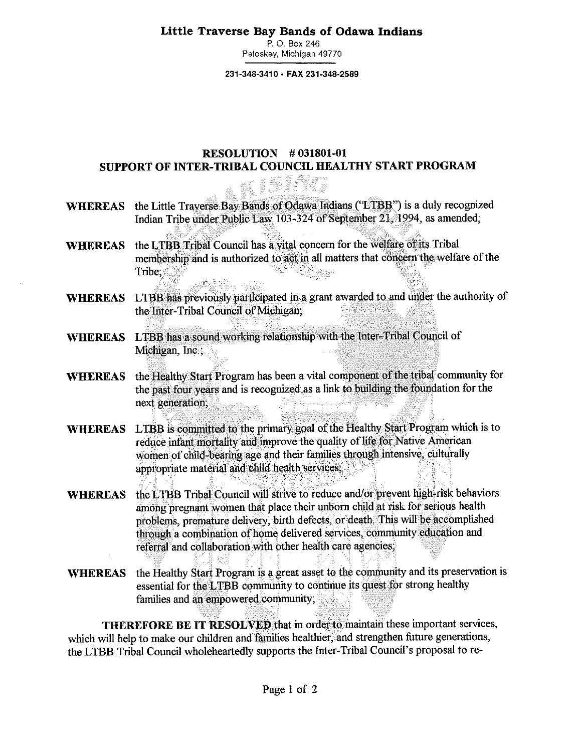**Little Traverse Bay Bands of Odawa Indians**
P. O. Box 246
Petoskey, Michigan 49770

231-348-3410 • FAX 231-348-2589

## RESOLUTION # 031801-01
## SUPPORT OF INTER-TRIBAL COUNCIL HEALTHY START PROGRAM

**WHEREAS** the Little Traverse Bay Bands of Odawa Indians ("LTBB") is a duly recognized Indian Tribe under Public Law 103-324 of September 21, 1994, as amended;

**WHEREAS** the LTBB Tribal Council has a vital concern for the welfare of its Tribal membership and is authorized to act in all matters that concern the welfare of the Tribe;

**WHEREAS** LTBB has previously participated in a grant awarded to and under the authority of the Inter-Tribal Council of Michigan;

**WHEREAS** LTBB has a sound working relationship with the Inter-Tribal Council of Michigan, Inc.;

**WHEREAS** the Healthy Start Program has been a vital component of the tribal community for the past four years and is recognized as a link to building the foundation for the next generation;

**WHEREAS** LTBB is committed to the primary goal of the Healthy Start Program which is to reduce infant mortality and improve the quality of life for Native American women of child-bearing age and their families through intensive, culturally appropriate material and child health services;

**WHEREAS** the LTBB Tribal Council will strive to reduce and/or prevent high-risk behaviors among pregnant women that place their unborn child at risk for serious health problems, premature delivery, birth defects, or death. This will be accomplished through a combination of home delivered services, community education and referral and collaboration with other health care agencies;

**WHEREAS** the Healthy Start Program is a great asset to the community and its preservation is essential for the LTBB community to continue its quest for strong healthy families and an empowered community;

**THEREFORE BE IT RESOLVED** that in order to maintain these important services, which will help to make our children and families healthier, and strengthen future generations, the LTBB Tribal Council wholeheartedly supports the Inter-Tribal Council's proposal to re-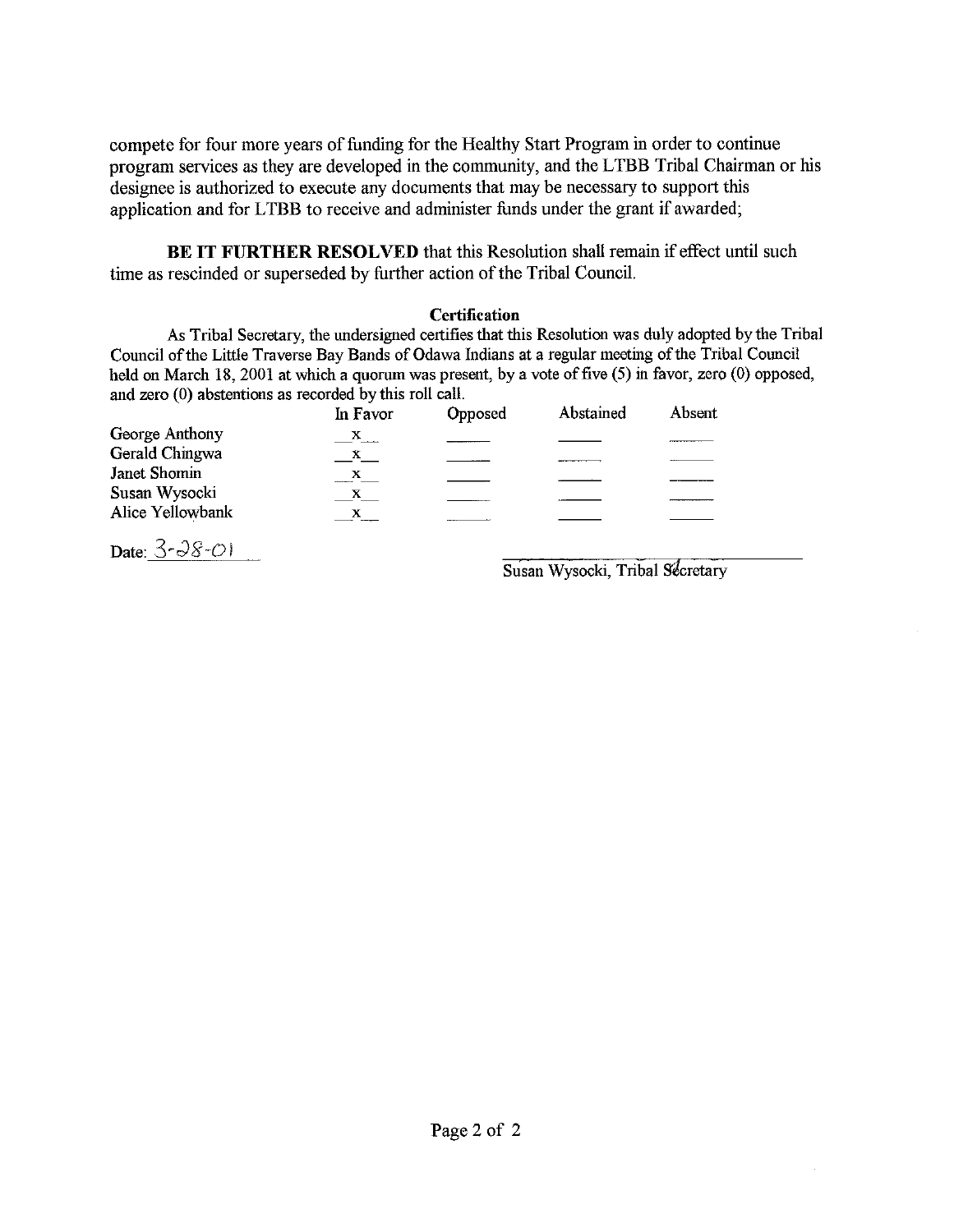compete for four more years of funding for the Healthy Start Program in order to continue program services as they are developed in the community, and the LTBB Tribal Chairman or his designee is authorized to execute any documents that may be necessary to support this application and for LTBB to receive and administer funds under the grant if awarded;

**BE IT FURTHER RESOLVED** that this Resolution shall remain if effect until such time as rescinded or superseded by further action of the Tribal Council.

**Certification**

As Tribal Secretary, the undersigned certifies that this Resolution was duly adopted by the Tribal Council of the Little Traverse Bay Bands of Odawa Indians at a regular meeting of the Tribal Council held on March 18, 2001 at which a quorum was present, by a vote of five (5) in favor, zero (0) opposed, and zero (0) abstentions as recorded by this roll call.

| | In Favor | Opposed | Abstained | Absent |
|---|---|---|---|---|
| George Anthony | x | | | |
| Gerald Chingwa | x | | | |
| Janet Shomin | x | | | |
| Susan Wysocki | x | | | |
| Alice Yellowbank | x | | | |

Date: 3-28-01

Susan Wysocki, Tribal Secretary